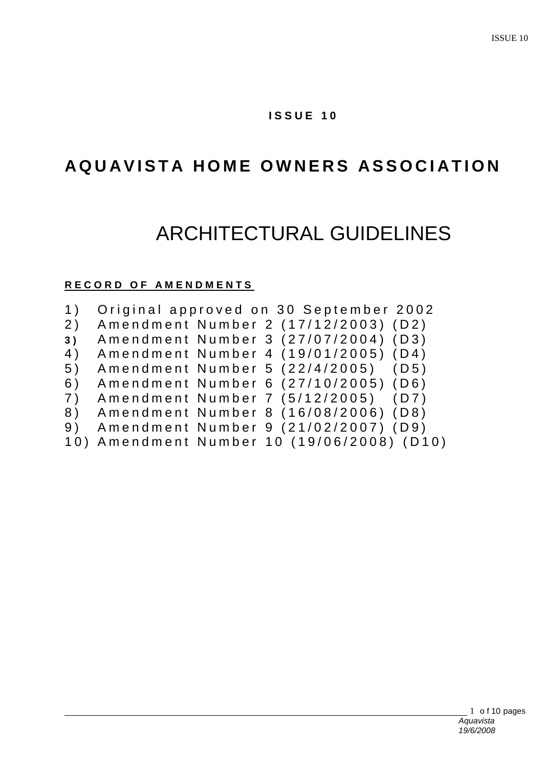**ISSUE 10**

# AQUAVISTA HOME OWNERS ASSOCIATION

## ARCHITECTURAL GUIDELINES

**RECORD OF AMENDMENTS**

1) Original approved on 30 September 2002
2) Amendment Number 2 (17/12/2003) (D2)
3) Amendment Number 3 (27/07/2004) (D3)
4) Amendment Number 4 (19/01/2005) (D4)
5) Amendment Number 5 (22/4/2005) (D5)
6) Amendment Number 6 (27/10/2005) (D6)
7) Amendment Number 7 (5/12/2005) (D7)
8) Amendment Number 8 (16/08/2006) (D8)
9) Amendment Number 9 (21/02/2007) (D9)
10) Amendment Number 10 (19/06/2008) (D10)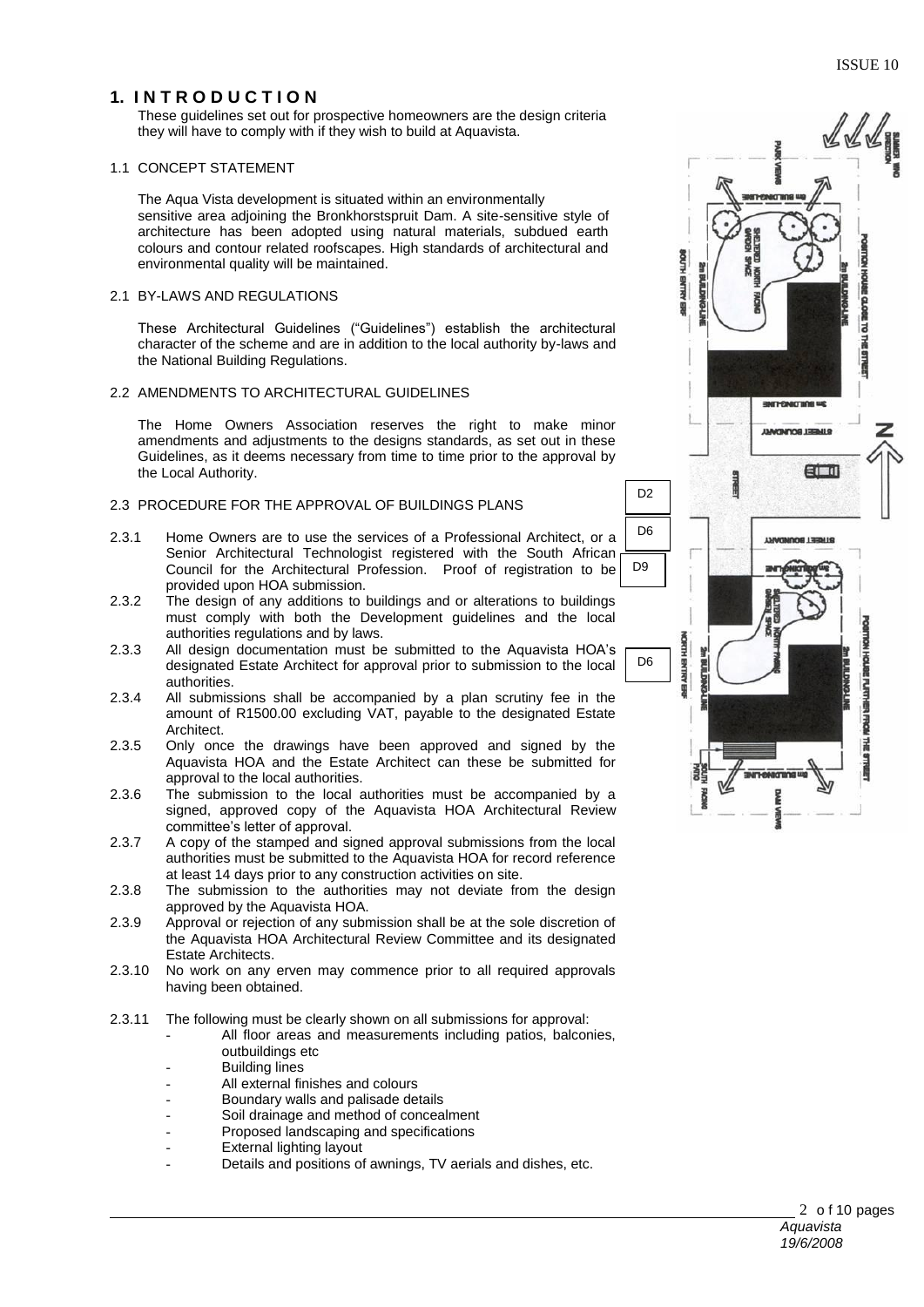# 1. INTRODUCTION

These guidelines set out for prospective homeowners are the design criteria they will have to comply with if they wish to build at Aquavista.

## 1.1 CONCEPT STATEMENT

The Aqua Vista development is situated within an environmentally sensitive area adjoining the Bronkhorstspruit Dam. A site-sensitive style of architecture has been adopted using natural materials, subdued earth colours and contour related roofscapes. High standards of architectural and environmental quality will be maintained.

## 2.1 BY-LAWS AND REGULATIONS

These Architectural Guidelines ("Guidelines") establish the architectural character of the scheme and are in addition to the local authority by-laws and the National Building Regulations.

## 2.2 AMENDMENTS TO ARCHITECTURAL GUIDELINES

The Home Owners Association reserves the right to make minor amendments and adjustments to the designs standards, as set out in these Guidelines, as it deems necessary from time to time prior to the approval by the Local Authority.

## 2.3 PROCEDURE FOR THE APPROVAL OF BUILDINGS PLANS

2.3.1 Home Owners are to use the services of a Professional Architect, or a Senior Architectural Technologist registered with the South African Council for the Architectural Profession. Proof of registration to be provided upon HOA submission.

2.3.2 The design of any additions to buildings and or alterations to buildings must comply with both the Development guidelines and the local authorities regulations and by laws.

2.3.3 All design documentation must be submitted to the Aquavista HOA's designated Estate Architect for approval prior to submission to the local authorities.

2.3.4 All submissions shall be accompanied by a plan scrutiny fee in the amount of R1500.00 excluding VAT, payable to the designated Estate Architect.

2.3.5 Only once the drawings have been approved and signed by the Aquavista HOA and the Estate Architect can these be submitted for approval to the local authorities.

2.3.6 The submission to the local authorities must be accompanied by a signed, approved copy of the Aquavista HOA Architectural Review committee's letter of approval.

2.3.7 A copy of the stamped and signed approval submissions from the local authorities must be submitted to the Aquavista HOA for record reference at least 14 days prior to any construction activities on site.

2.3.8 The submission to the authorities may not deviate from the design approved by the Aquavista HOA.

2.3.9 Approval or rejection of any submission shall be at the sole discretion of the Aquavista HOA Architectural Review Committee and its designated Estate Architects.

2.3.10 No work on any erven may commence prior to all required approvals having been obtained.

2.3.11 The following must be clearly shown on all submissions for approval:

- All floor areas and measurements including patios, balconies, outbuildings etc
- Building lines
- All external finishes and colours
- Boundary walls and palisade details
- Soil drainage and method of concealment
- Proposed landscaping and specifications
- External lighting layout
- Details and positions of awnings, TV aerials and dishes, etc.

D2

D6

D9

D6

SUMMER WIND DIRECTION

PARK VIEWS

6m BUILDING-LINE

SHELTERED NORTH FACING GARDEN SPACE

SOUTH ENTRY ERF

2m BUILDING-LINE

2m BUILDING-LINE

POSITION HOUSE CLOSE TO THE STREET

3m BUILDING-LINE

STREET BOUNDARY

STREET

N

STREET BOUNDARY

3m BUILDING-LINE

SHELTERED NORTH FACING GARDEN SPACE

NORTH ENTRY ERF

2m BUILDING-LINE

2m BUILDING-LINE

POSITION HOUSE FURTHER FROM THE STREET

SOUTH FACING PATIO

6m BUILDING-LINE

DAM VIEWS

Aquavista
19/6/2008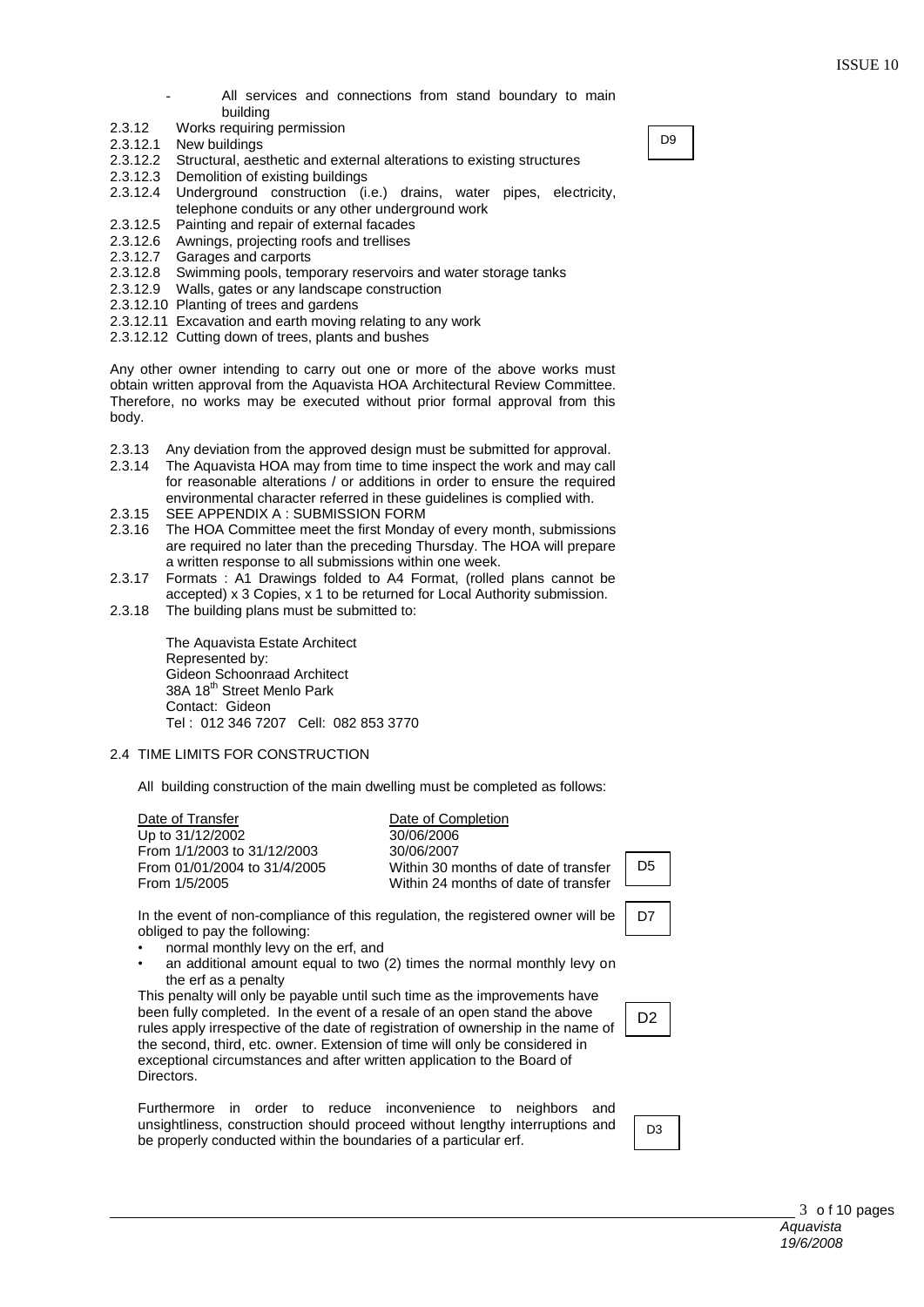- All services and connections from stand boundary to main building

2.3.12 Works requiring permission

2.3.12.1 New buildings

D9

2.3.12.2 Structural, aesthetic and external alterations to existing structures

2.3.12.3 Demolition of existing buildings

2.3.12.4 Underground construction (i.e.) drains, water pipes, electricity, telephone conduits or any other underground work

2.3.12.5 Painting and repair of external facades

2.3.12.6 Awnings, projecting roofs and trellises

2.3.12.7 Garages and carports

2.3.12.8 Swimming pools, temporary reservoirs and water storage tanks

2.3.12.9 Walls, gates or any landscape construction

2.3.12.10 Planting of trees and gardens

2.3.12.11 Excavation and earth moving relating to any work

2.3.12.12 Cutting down of trees, plants and bushes

Any other owner intending to carry out one or more of the above works must obtain written approval from the Aquavista HOA Architectural Review Committee. Therefore, no works may be executed without prior formal approval from this body.

2.3.13 Any deviation from the approved design must be submitted for approval.

2.3.14 The Aquavista HOA may from time to time inspect the work and may call for reasonable alterations / or additions in order to ensure the required environmental character referred in these guidelines is complied with.

2.3.15 SEE APPENDIX A : SUBMISSION FORM

2.3.16 The HOA Committee meet the first Monday of every month, submissions are required no later than the preceding Thursday. The HOA will prepare a written response to all submissions within one week.

2.3.17 Formats : A1 Drawings folded to A4 Format, (rolled plans cannot be accepted) x 3 Copies, x 1 to be returned for Local Authority submission.

2.3.18 The building plans must be submitted to:

The Aquavista Estate Architect
Represented by:
Gideon Schoonraad Architect
38A 18th Street Menlo Park
Contact: Gideon
Tel : 012 346 7207 Cell: 082 853 3770

## 2.4 TIME LIMITS FOR CONSTRUCTION

All building construction of the main dwelling must be completed as follows:

| Date of Transfer | Date of Completion |
|---|---|
| Up to 31/12/2002 | 30/06/2006 |
| From 1/1/2003 to 31/12/2003 | 30/06/2007 |
| From 01/01/2004 to 31/4/2005 | Within 30 months of date of transfer |
| From 1/5/2005 | Within 24 months of date of transfer |

D5

In the event of non-compliance of this regulation, the registered owner will be obliged to pay the following:

D7

- normal monthly levy on the erf, and
- an additional amount equal to two (2) times the normal monthly levy on the erf as a penalty

This penalty will only be payable until such time as the improvements have been fully completed. In the event of a resale of an open stand the above rules apply irrespective of the date of registration of ownership in the name of the second, third, etc. owner. Extension of time will only be considered in exceptional circumstances and after written application to the Board of Directors.

D2

Furthermore in order to reduce inconvenience to neighbors and unsightliness, construction should proceed without lengthy interruptions and be properly conducted within the boundaries of a particular erf.

D3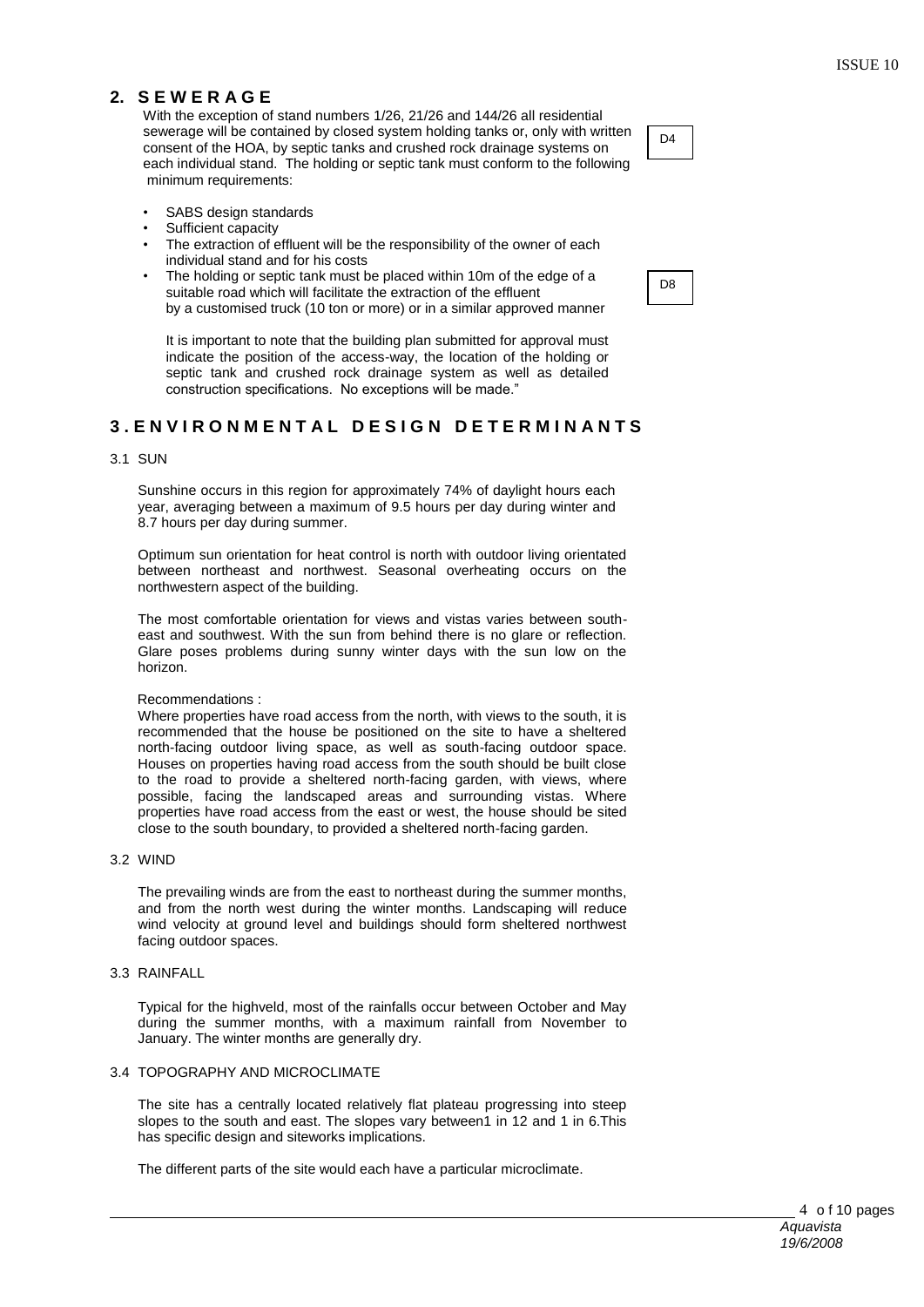## 2. S E W E R A G E

With the exception of stand numbers 1/26, 21/26 and 144/26 all residential sewerage will be contained by closed system holding tanks or, only with written consent of the HOA, by septic tanks and crushed rock drainage systems on each individual stand. The holding or septic tank must conform to the following minimum requirements:

D4

- SABS design standards
- Sufficient capacity
- The extraction of effluent will be the responsibility of the owner of each individual stand and for his costs
- The holding or septic tank must be placed within 10m of the edge of a suitable road which will facilitate the extraction of the effluent by a customised truck (10 ton or more) or in a similar approved manner

D8

It is important to note that the building plan submitted for approval must indicate the position of the access-way, the location of the holding or septic tank and crushed rock drainage system as well as detailed construction specifications. No exceptions will be made."

## 3 . E N V I R O N M E N T A L D E S I G N D E T E R M I N A N T S

### 3.1 SUN

Sunshine occurs in this region for approximately 74% of daylight hours each year, averaging between a maximum of 9.5 hours per day during winter and 8.7 hours per day during summer.

Optimum sun orientation for heat control is north with outdoor living orientated between northeast and northwest. Seasonal overheating occurs on the northwestern aspect of the building.

The most comfortable orientation for views and vistas varies between south-east and southwest. With the sun from behind there is no glare or reflection. Glare poses problems during sunny winter days with the sun low on the horizon.

Recommendations :
Where properties have road access from the north, with views to the south, it is recommended that the house be positioned on the site to have a sheltered north-facing outdoor living space, as well as south-facing outdoor space. Houses on properties having road access from the south should be built close to the road to provide a sheltered north-facing garden, with views, where possible, facing the landscaped areas and surrounding vistas. Where properties have road access from the east or west, the house should be sited close to the south boundary, to provided a sheltered north-facing garden.

### 3.2 WIND

The prevailing winds are from the east to northeast during the summer months, and from the north west during the winter months. Landscaping will reduce wind velocity at ground level and buildings should form sheltered northwest facing outdoor spaces.

### 3.3 RAINFALL

Typical for the highveld, most of the rainfalls occur between October and May during the summer months, with a maximum rainfall from November to January. The winter months are generally dry.

### 3.4 TOPOGRAPHY AND MICROCLIMATE

The site has a centrally located relatively flat plateau progressing into steep slopes to the south and east. The slopes vary between1 in 12 and 1 in 6.This has specific design and siteworks implications.

The different parts of the site would each have a particular microclimate.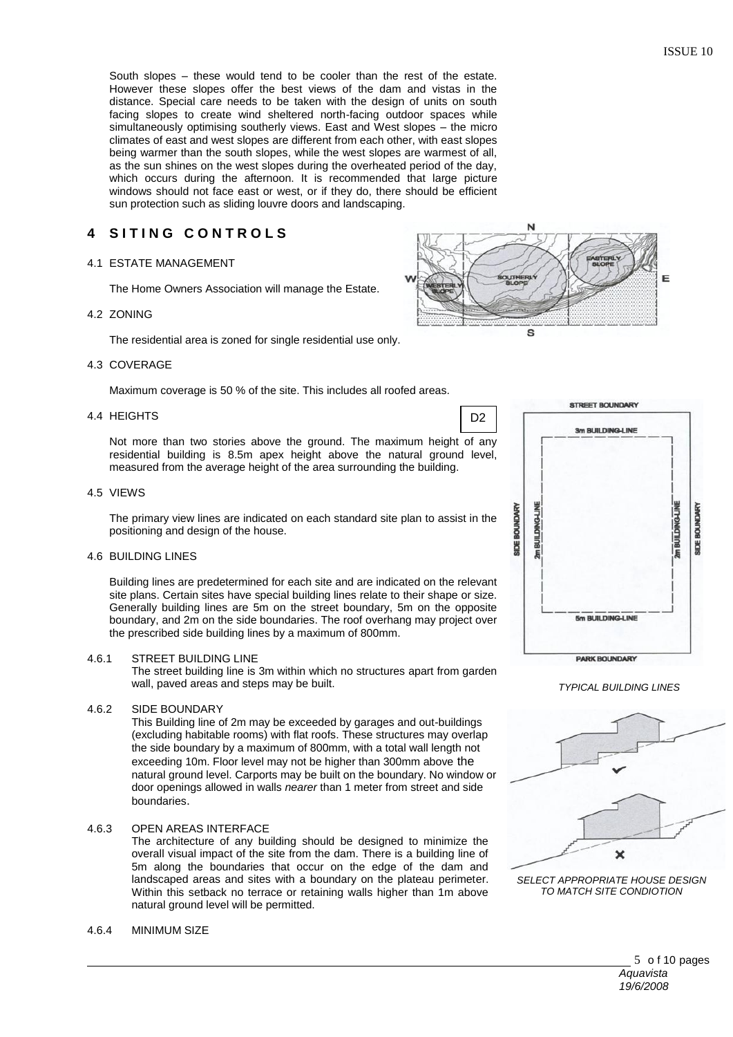South slopes – these would tend to be cooler than the rest of the estate. However these slopes offer the best views of the dam and vistas in the distance. Special care needs to be taken with the design of units on south facing slopes to create wind sheltered north-facing outdoor spaces while simultaneously optimising southerly views. East and West slopes – the micro climates of east and west slopes are different from each other, with east slopes being warmer than the south slopes, while the west slopes are warmest of all, as the sun shines on the west slopes during the overheated period of the day, which occurs during the afternoon. It is recommended that large picture windows should not face east or west, or if they do, there should be efficient sun protection such as sliding louvre doors and landscaping.

# 4 SITING CONTROLS

## 4.1 ESTATE MANAGEMENT

The Home Owners Association will manage the Estate.

## 4.2 ZONING

The residential area is zoned for single residential use only.

## 4.3 COVERAGE

Maximum coverage is 50 % of the site. This includes all roofed areas.

## 4.4 HEIGHTS

D2

Not more than two stories above the ground. The maximum height of any residential building is 8.5m apex height above the natural ground level, measured from the average height of the area surrounding the building.

## 4.5 VIEWS

The primary view lines are indicated on each standard site plan to assist in the positioning and design of the house.

## 4.6 BUILDING LINES

Building lines are predetermined for each site and are indicated on the relevant site plans. Certain sites have special building lines relate to their shape or size. Generally building lines are 5m on the street boundary, 5m on the opposite boundary, and 2m on the side boundaries. The roof overhang may project over the prescribed side building lines by a maximum of 800mm.

### 4.6.1 STREET BUILDING LINE

The street building line is 3m within which no structures apart from garden wall, paved areas and steps may be built.

*TYPICAL BUILDING LINES*

### 4.6.2 SIDE BOUNDARY

This Building line of 2m may be exceeded by garages and out-buildings (excluding habitable rooms) with flat roofs. These structures may overlap the side boundary by a maximum of 800mm, with a total wall length not exceeding 10m. Floor level may not be higher than 300mm above the natural ground level. Carports may be built on the boundary. No window or door openings allowed in walls *nearer* than 1 meter from street and side boundaries.

### 4.6.3 OPEN AREAS INTERFACE

The architecture of any building should be designed to minimize the overall visual impact of the site from the dam. There is a building line of 5m along the boundaries that occur on the edge of the dam and landscaped areas and sites with a boundary on the plateau perimeter. Within this setback no terrace or retaining walls higher than 1m above natural ground level will be permitted.

*SELECT APPROPRIATE HOUSE DESIGN TO MATCH SITE CONDIOTION*

### 4.6.4 MINIMUM SIZE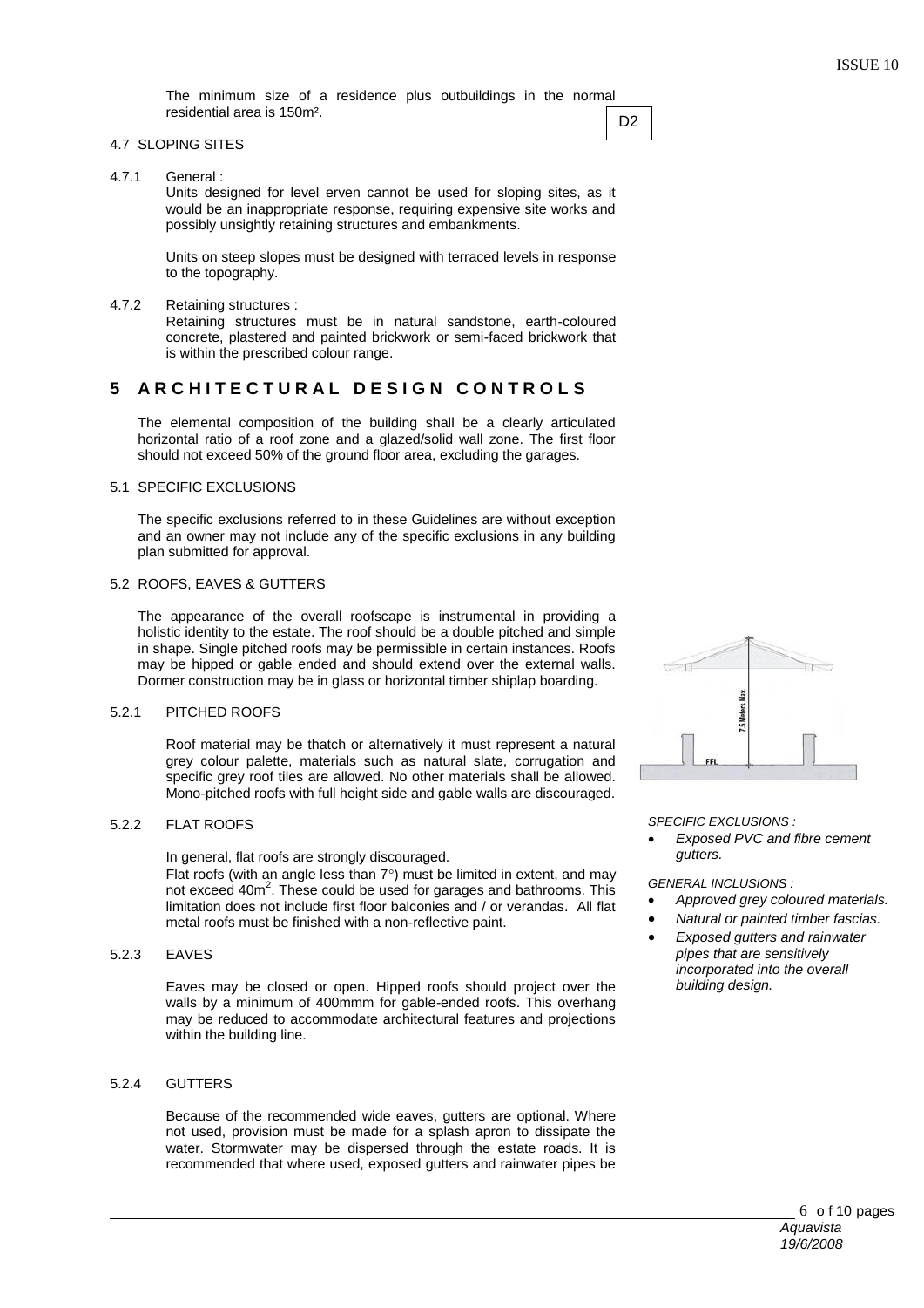The minimum size of a residence plus outbuildings in the normal residential area is 150m².

D2

### 4.7 SLOPING SITES

4.7.1 General :

Units designed for level erven cannot be used for sloping sites, as it would be an inappropriate response, requiring expensive site works and possibly unsightly retaining structures and embankments.

Units on steep slopes must be designed with terraced levels in response to the topography.

4.7.2 Retaining structures :

Retaining structures must be in natural sandstone, earth-coloured concrete, plastered and painted brickwork or semi-faced brickwork that is within the prescribed colour range.

## 5 ARCHITECTURAL DESIGN CONTROLS

The elemental composition of the building shall be a clearly articulated horizontal ratio of a roof zone and a glazed/solid wall zone. The first floor should not exceed 50% of the ground floor area, excluding the garages.

### 5.1 SPECIFIC EXCLUSIONS

The specific exclusions referred to in these Guidelines are without exception and an owner may not include any of the specific exclusions in any building plan submitted for approval.

### 5.2 ROOFS, EAVES & GUTTERS

The appearance of the overall roofscape is instrumental in providing a holistic identity to the estate. The roof should be a double pitched and simple in shape. Single pitched roofs may be permissible in certain instances. Roofs may be hipped or gable ended and should extend over the external walls. Dormer construction may be in glass or horizontal timber shiplap boarding.

5.2.1 PITCHED ROOFS

Roof material may be thatch or alternatively it must represent a natural grey colour palette, materials such as natural slate, corrugation and specific grey roof tiles are allowed. No other materials shall be allowed. Mono-pitched roofs with full height side and gable walls are discouraged.

5.2.2 FLAT ROOFS

In general, flat roofs are strongly discouraged.

Flat roofs (with an angle less than 7°) must be limited in extent, and may not exceed 40m$^2$. These could be used for garages and bathrooms. This limitation does not include first floor balconies and / or verandas. All flat metal roofs must be finished with a non-reflective paint.

5.2.3 EAVES

Eaves may be closed or open. Hipped roofs should project over the walls by a minimum of 400mmm for gable-ended roofs. This overhang may be reduced to accommodate architectural features and projections within the building line.

5.2.4 GUTTERS

Because of the recommended wide eaves, gutters are optional. Where not used, provision must be made for a splash apron to dissipate the water. Stormwater may be dispersed through the estate roads. It is recommended that where used, exposed gutters and rainwater pipes be

7.5 Meters Max.

FFL

*SPECIFIC EXCLUSIONS :*

- *Exposed PVC and fibre cement gutters.*

*GENERAL INCLUSIONS :*

- *Approved grey coloured materials.*
- *Natural or painted timber fascias.*
- *Exposed gutters and rainwater pipes that are sensitively incorporated into the overall building design.*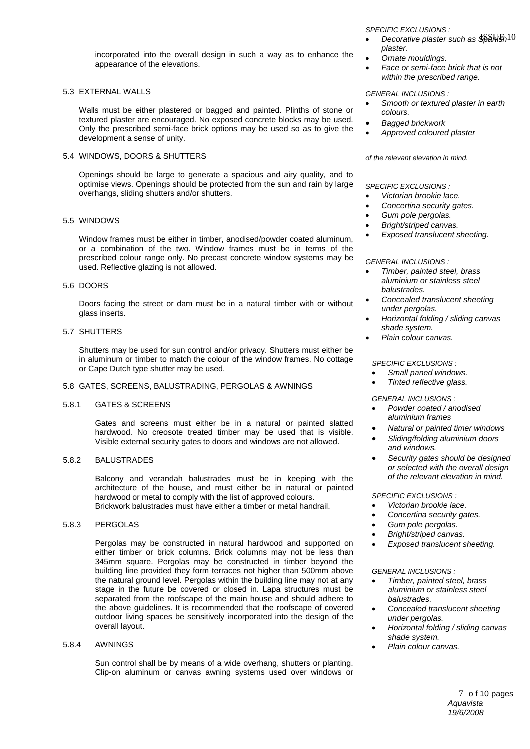incorporated into the overall design in such a way as to enhance the appearance of the elevations.

### 5.3 EXTERNAL WALLS

Walls must be either plastered or bagged and painted. Plinths of stone or textured plaster are encouraged. No exposed concrete blocks may be used. Only the prescribed semi-face brick options may be used so as to give the development a sense of unity.

*SPECIFIC EXCLUSIONS :*

- *Decorative plaster such as Spanish plaster.*
- *Ornate mouldings.*
- *Face or semi-face brick that is not within the prescribed range.*

*GENERAL INCLUSIONS :*

- *Smooth or textured plaster in earth colours.*
- *Bagged brickwork*
- *Approved coloured plaster*

*of the relevant elevation in mind.*

### 5.4 WINDOWS, DOORS & SHUTTERS

Openings should be large to generate a spacious and airy quality, and to optimise views. Openings should be protected from the sun and rain by large overhangs, sliding shutters and/or shutters.

*SPECIFIC EXCLUSIONS :*

- *Victorian brookie lace.*
- *Concertina security gates.*
- *Gum pole pergolas.*
- *Bright/striped canvas.*
- *Exposed translucent sheeting.*

*GENERAL INCLUSIONS :*

- *Timber, painted steel, brass aluminium or stainless steel balustrades.*
- *Concealed translucent sheeting under pergolas.*
- *Horizontal folding / sliding canvas shade system.*
- *Plain colour canvas.*

### 5.5 WINDOWS

Window frames must be either in timber, anodised/powder coated aluminum, or a combination of the two. Window frames must be in terms of the prescribed colour range only. No precast concrete window systems may be used. Reflective glazing is not allowed.

### 5.6 DOORS

Doors facing the street or dam must be in a natural timber with or without glass inserts.

### 5.7 SHUTTERS

Shutters may be used for sun control and/or privacy. Shutters must either be in aluminum or timber to match the colour of the window frames. No cottage or Cape Dutch type shutter may be used.

*SPECIFIC EXCLUSIONS :*

- *Small paned windows.*
- *Tinted reflective glass.*

*GENERAL INCLUSIONS :*

- *Powder coated / anodised aluminium frames*
- *Natural or painted timer windows*
- *Sliding/folding aluminium doors and windows.*
- *Security gates should be designed or selected with the overall design of the relevant elevation in mind.*

### 5.8 GATES, SCREENS, BALUSTRADING, PERGOLAS & AWNINGS

#### 5.8.1 GATES & SCREENS

Gates and screens must either be in a natural or painted slatted hardwood. No creosote treated timber may be used that is visible. Visible external security gates to doors and windows are not allowed.

#### 5.8.2 BALUSTRADES

Balcony and verandah balustrades must be in keeping with the architecture of the house, and must either be in natural or painted hardwood or metal to comply with the list of approved colours.
Brickwork balustrades must have either a timber or metal handrail.

*SPECIFIC EXCLUSIONS :*

- *Victorian brookie lace.*
- *Concertina security gates.*
- *Gum pole pergolas.*
- *Bright/striped canvas.*
- *Exposed translucent sheeting.*

#### 5.8.3 PERGOLAS

Pergolas may be constructed in natural hardwood and supported on either timber or brick columns. Brick columns may not be less than 345mm square. Pergolas may be constructed in timber beyond the building line provided they form terraces not higher than 500mm above the natural ground level. Pergolas within the building line may not at any stage in the future be covered or closed in. Lapa structures must be separated from the roofscape of the main house and should adhere to the above guidelines. It is recommended that the roofscape of covered outdoor living spaces be sensitively incorporated into the design of the overall layout.

*GENERAL INCLUSIONS :*

- *Timber, painted steel, brass aluminium or stainless steel balustrades.*
- *Concealed translucent sheeting under pergolas.*
- *Horizontal folding / sliding canvas shade system.*
- *Plain colour canvas.*

#### 5.8.4 AWNINGS

Sun control shall be by means of a wide overhang, shutters or planting. Clip-on aluminum or canvas awning systems used over windows or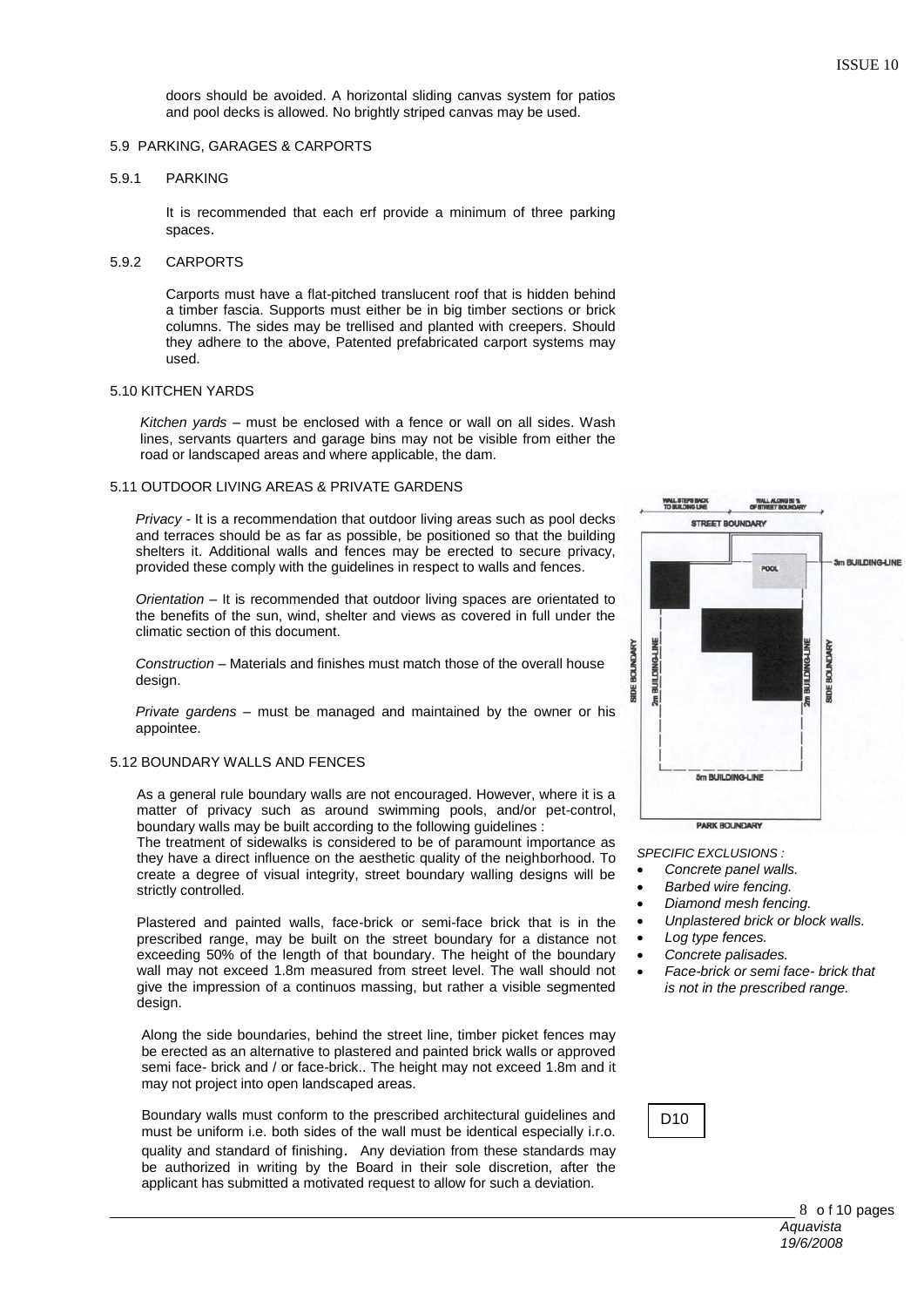doors should be avoided. A horizontal sliding canvas system for patios and pool decks is allowed. No brightly striped canvas may be used.

## 5.9 PARKING, GARAGES & CARPORTS

### 5.9.1 PARKING

It is recommended that each erf provide a minimum of three parking spaces.

### 5.9.2 CARPORTS

Carports must have a flat-pitched translucent roof that is hidden behind a timber fascia. Supports must either be in big timber sections or brick columns. The sides may be trellised and planted with creepers. Should they adhere to the above, Patented prefabricated carport systems may used.

## 5.10 KITCHEN YARDS

*Kitchen yards* – must be enclosed with a fence or wall on all sides. Wash lines, servants quarters and garage bins may not be visible from either the road or landscaped areas and where applicable, the dam.

## 5.11 OUTDOOR LIVING AREAS & PRIVATE GARDENS

*Privacy* - It is a recommendation that outdoor living areas such as pool decks and terraces should be as far as possible, be positioned so that the building shelters it. Additional walls and fences may be erected to secure privacy, provided these comply with the guidelines in respect to walls and fences.

*Orientation* – It is recommended that outdoor living spaces are orientated to the benefits of the sun, wind, shelter and views as covered in full under the climatic section of this document.

*Construction* – Materials and finishes must match those of the overall house design.

*Private gardens* – must be managed and maintained by the owner or his appointee.

## 5.12 BOUNDARY WALLS AND FENCES

As a general rule boundary walls are not encouraged. However, where it is a matter of privacy such as around swimming pools, and/or pet-control, boundary walls may be built according to the following guidelines :

The treatment of sidewalks is considered to be of paramount importance as they have a direct influence on the aesthetic quality of the neighborhood. To create a degree of visual integrity, street boundary walling designs will be strictly controlled.

Plastered and painted walls, face-brick or semi-face brick that is in the prescribed range, may be built on the street boundary for a distance not exceeding 50% of the length of that boundary. The height of the boundary wall may not exceed 1.8m measured from street level. The wall should not give the impression of a continuos massing, but rather a visible segmented design.

Along the side boundaries, behind the street line, timber picket fences may be erected as an alternative to plastered and painted brick walls or approved semi face- brick and / or face-brick.. The height may not exceed 1.8m and it may not project into open landscaped areas.

Boundary walls must conform to the prescribed architectural guidelines and must be uniform i.e. both sides of the wall must be identical especially i.r.o. quality and standard of finishing. Any deviation from these standards may be authorized in writing by the Board in their sole discretion, after the applicant has submitted a motivated request to allow for such a deviation.

WALL STEPS BACK TO BUILDING LINE — WALL ALONG 50 % OF STREET BOUNDARY — STREET BOUNDARY — POOL — 3m BUILDING-LINE — SIDE BOUNDARY — 2m BUILDING-LINE — 2m BUILDING-LINE — SIDE BOUNDARY — 5m BUILDING-LINE — PARK BOUNDARY

*SPECIFIC EXCLUSIONS :*

- *Concrete panel walls.*
- *Barbed wire fencing.*
- *Diamond mesh fencing.*
- *Unplastered brick or block walls.*
- *Log type fences.*
- *Concrete palisades.*
- *Face-brick or semi face- brick that is not in the prescribed range.*

D10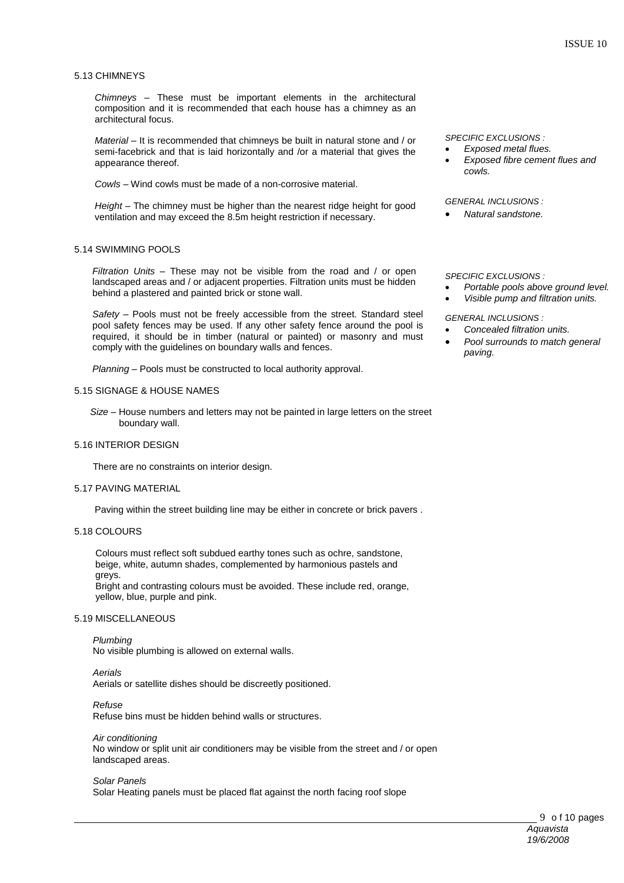### 5.13 CHIMNEYS

*Chimneys* – These must be important elements in the architectural composition and it is recommended that each house has a chimney as an architectural focus.

*Material* – It is recommended that chimneys be built in natural stone and / or semi-facebrick and that is laid horizontally and /or a material that gives the appearance thereof.

*Cowls* – Wind cowls must be made of a non-corrosive material.

*Height* – The chimney must be higher than the nearest ridge height for good ventilation and may exceed the 8.5m height restriction if necessary.

*SPECIFIC EXCLUSIONS :*

- *Exposed metal flues.*
- *Exposed fibre cement flues and cowls.*

*GENERAL INCLUSIONS :*

- *Natural sandstone.*

### 5.14 SWIMMING POOLS

*Filtration Units* – These may not be visible from the road and / or open landscaped areas and / or adjacent properties. Filtration units must be hidden behind a plastered and painted brick or stone wall.

*Safety* – Pools must not be freely accessible from the street. Standard steel pool safety fences may be used. If any other safety fence around the pool is required, it should be in timber (natural or painted) or masonry and must comply with the guidelines on boundary walls and fences.

*Planning* – Pools must be constructed to local authority approval.

*SPECIFIC EXCLUSIONS :*

- *Portable pools above ground level.*
- *Visible pump and filtration units.*

*GENERAL INCLUSIONS :*

- *Concealed filtration units.*
- *Pool surrounds to match general paving.*

### 5.15 SIGNAGE & HOUSE NAMES

*Size* – House numbers and letters may not be painted in large letters on the street boundary wall.

### 5.16 INTERIOR DESIGN

There are no constraints on interior design.

### 5.17 PAVING MATERIAL

Paving within the street building line may be either in concrete or brick pavers .

### 5.18 COLOURS

Colours must reflect soft subdued earthy tones such as ochre, sandstone, beige, white, autumn shades, complemented by harmonious pastels and greys.
Bright and contrasting colours must be avoided. These include red, orange, yellow, blue, purple and pink.

### 5.19 MISCELLANEOUS

*Plumbing*
No visible plumbing is allowed on external walls.

*Aerials*
Aerials or satellite dishes should be discreetly positioned.

*Refuse*
Refuse bins must be hidden behind walls or structures.

*Air conditioning*
No window or split unit air conditioners may be visible from the street and / or open landscaped areas.

*Solar Panels*
Solar Heating panels must be placed flat against the north facing roof slope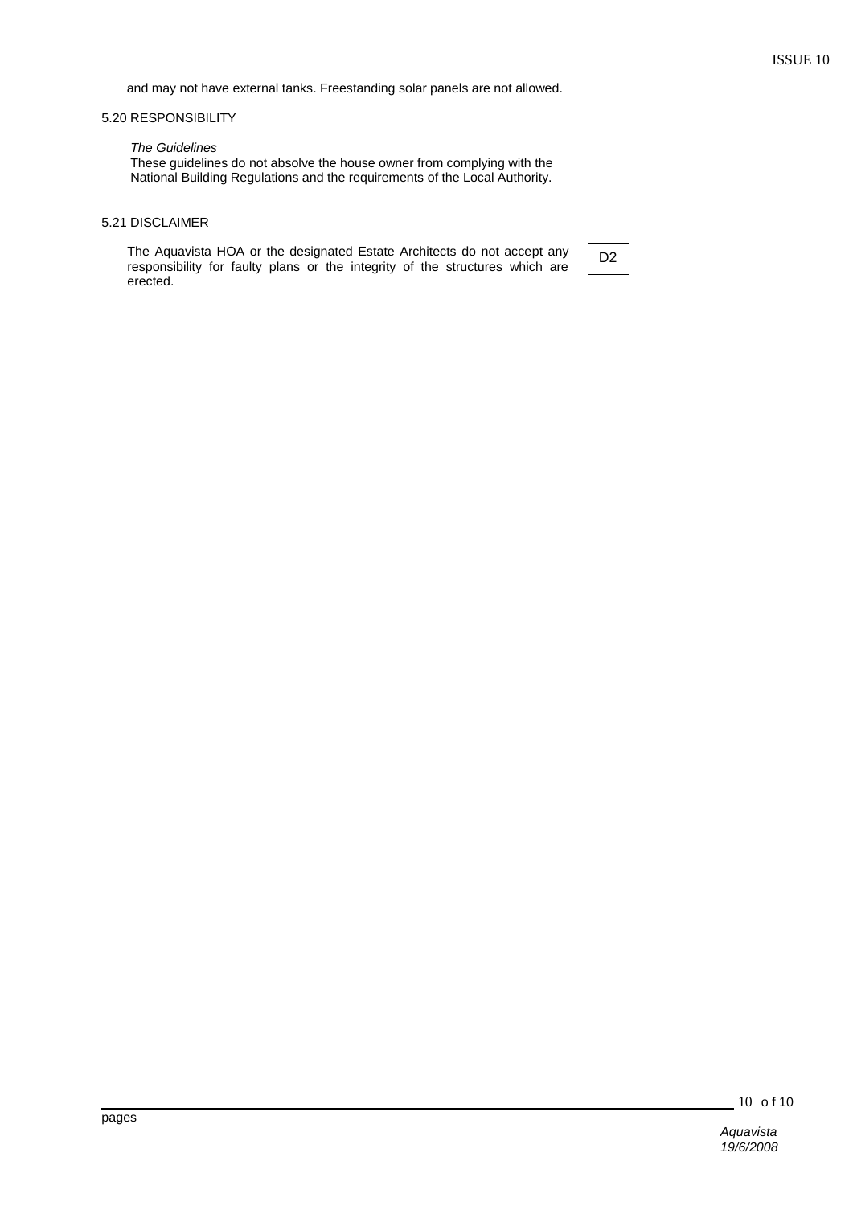and may not have external tanks. Freestanding solar panels are not allowed.

5.20 RESPONSIBILITY

*The Guidelines*

These guidelines do not absolve the house owner from complying with the National Building Regulations and the requirements of the Local Authority.

5.21 DISCLAIMER

The Aquavista HOA or the designated Estate Architects do not accept any responsibility for faulty plans or the integrity of the structures which are erected.

D2